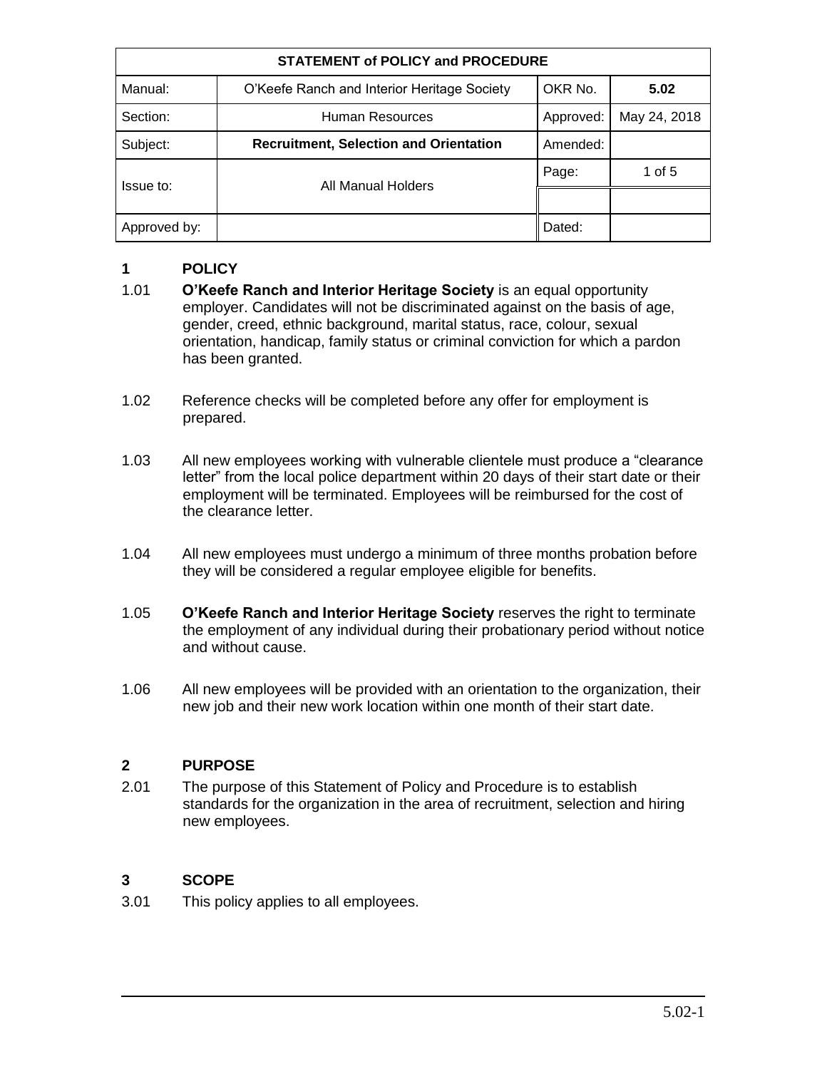| STATEMENT of POLICY and PROCEDURE | | | |
|---|---|---|---|
| Manual: | O'Keefe Ranch and Interior Heritage Society | OKR No. | **5.02** |
| Section: | Human Resources | Approved: | May 24, 2018 |
| Subject: | **Recruitment, Selection and Orientation** | Amended: | |
| Issue to: | All Manual Holders | Page: | 1 of 5 |
| | | | |
| Approved by: | | Dated: | |

## 1 POLICY

1.01 **O'Keefe Ranch and Interior Heritage Society** is an equal opportunity employer. Candidates will not be discriminated against on the basis of age, gender, creed, ethnic background, marital status, race, colour, sexual orientation, handicap, family status or criminal conviction for which a pardon has been granted.

1.02 Reference checks will be completed before any offer for employment is prepared.

1.03 All new employees working with vulnerable clientele must produce a "clearance letter" from the local police department within 20 days of their start date or their employment will be terminated. Employees will be reimbursed for the cost of the clearance letter.

1.04 All new employees must undergo a minimum of three months probation before they will be considered a regular employee eligible for benefits.

1.05 **O'Keefe Ranch and Interior Heritage Society** reserves the right to terminate the employment of any individual during their probationary period without notice and without cause.

1.06 All new employees will be provided with an orientation to the organization, their new job and their new work location within one month of their start date.

## 2 PURPOSE

2.01 The purpose of this Statement of Policy and Procedure is to establish standards for the organization in the area of recruitment, selection and hiring new employees.

## 3 SCOPE

3.01 This policy applies to all employees.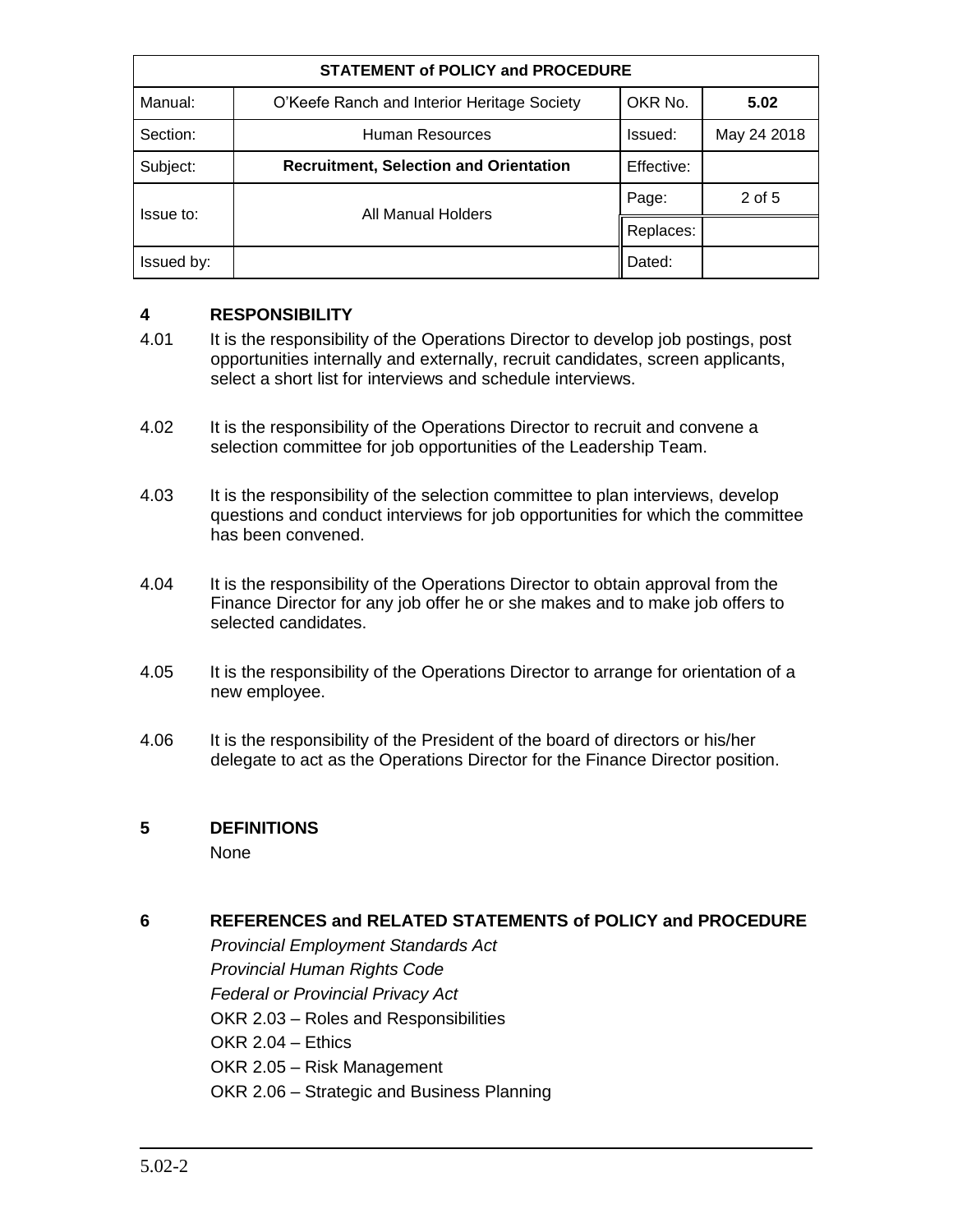| STATEMENT of POLICY and PROCEDURE | | | |
|---|---|---|---|
| Manual: | O'Keefe Ranch and Interior Heritage Society | OKR No. | **5.02** |
| Section: | Human Resources | Issued: | May 24 2018 |
| Subject: | **Recruitment, Selection and Orientation** | Effective: | |
| Issue to: | All Manual Holders | Page: | 2 of 5 |
| | | Replaces: | |
| Issued by: | | Dated: | |

## 4 RESPONSIBILITY

4.01 It is the responsibility of the Operations Director to develop job postings, post opportunities internally and externally, recruit candidates, screen applicants, select a short list for interviews and schedule interviews.

4.02 It is the responsibility of the Operations Director to recruit and convene a selection committee for job opportunities of the Leadership Team.

4.03 It is the responsibility of the selection committee to plan interviews, develop questions and conduct interviews for job opportunities for which the committee has been convened.

4.04 It is the responsibility of the Operations Director to obtain approval from the Finance Director for any job offer he or she makes and to make job offers to selected candidates.

4.05 It is the responsibility of the Operations Director to arrange for orientation of a new employee.

4.06 It is the responsibility of the President of the board of directors or his/her delegate to act as the Operations Director for the Finance Director position.

## 5 DEFINITIONS

None

## 6 REFERENCES and RELATED STATEMENTS of POLICY and PROCEDURE

*Provincial Employment Standards Act*
*Provincial Human Rights Code*
*Federal or Provincial Privacy Act*
OKR 2.03 – Roles and Responsibilities
OKR 2.04 – Ethics
OKR 2.05 – Risk Management
OKR 2.06 – Strategic and Business Planning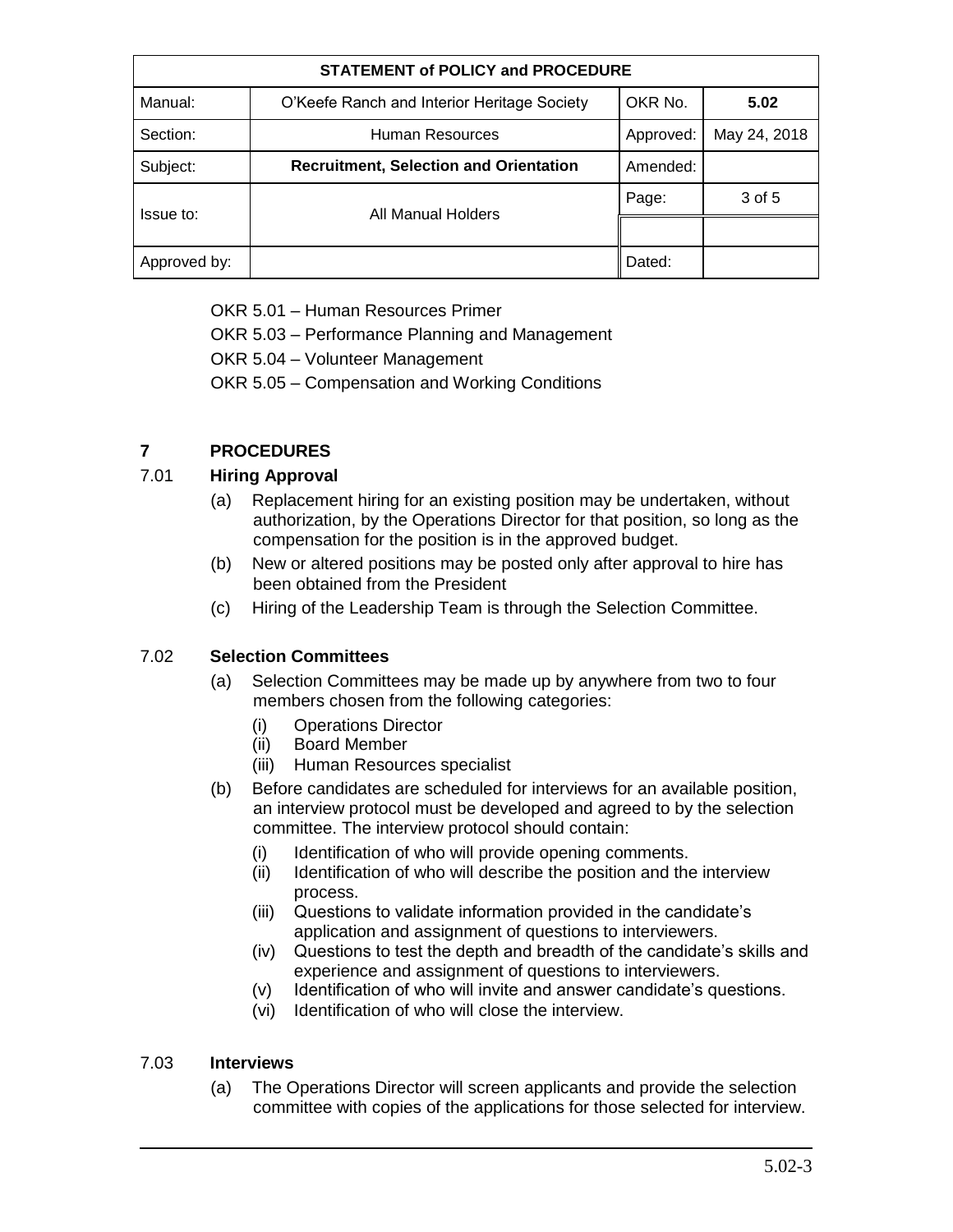| STATEMENT of POLICY and PROCEDURE | | | |
|---|---|---|---|
| Manual: | O'Keefe Ranch and Interior Heritage Society | OKR No. | **5.02** |
| Section: | Human Resources | Approved: | May 24, 2018 |
| Subject: | **Recruitment, Selection and Orientation** | Amended: | |
| Issue to: | All Manual Holders | Page: | 3 of 5 |
| | | | |
| Approved by: | | Dated: | |

OKR 5.01 – Human Resources Primer

OKR 5.03 – Performance Planning and Management

OKR 5.04 – Volunteer Management

OKR 5.05 – Compensation and Working Conditions

## 7 PROCEDURES

### 7.01 Hiring Approval

(a) Replacement hiring for an existing position may be undertaken, without authorization, by the Operations Director for that position, so long as the compensation for the position is in the approved budget.

(b) New or altered positions may be posted only after approval to hire has been obtained from the President

(c) Hiring of the Leadership Team is through the Selection Committee.

### 7.02 Selection Committees

(a) Selection Committees may be made up by anywhere from two to four members chosen from the following categories:

- (i) Operations Director
- (ii) Board Member
- (iii) Human Resources specialist

(b) Before candidates are scheduled for interviews for an available position, an interview protocol must be developed and agreed to by the selection committee. The interview protocol should contain:

- (i) Identification of who will provide opening comments.
- (ii) Identification of who will describe the position and the interview process.
- (iii) Questions to validate information provided in the candidate's application and assignment of questions to interviewers.
- (iv) Questions to test the depth and breadth of the candidate's skills and experience and assignment of questions to interviewers.
- (v) Identification of who will invite and answer candidate's questions.
- (vi) Identification of who will close the interview.

### 7.03 Interviews

(a) The Operations Director will screen applicants and provide the selection committee with copies of the applications for those selected for interview.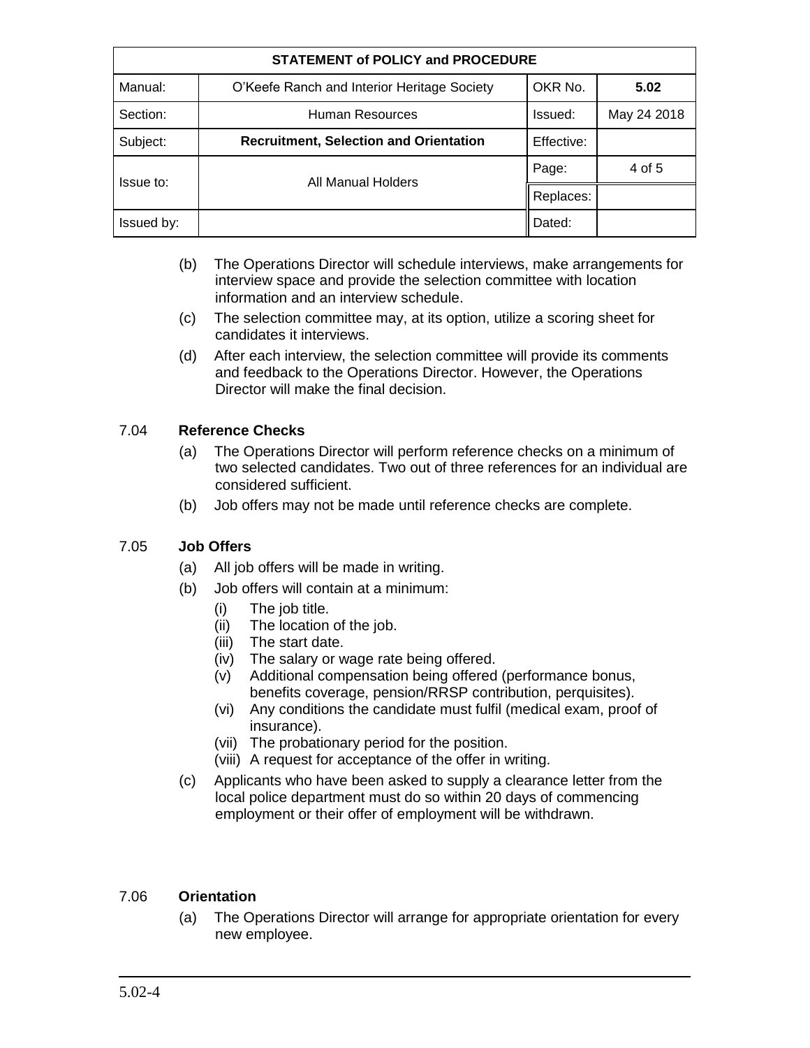| STATEMENT of POLICY and PROCEDURE | | | |
|---|---|---|---|
| Manual: | O'Keefe Ranch and Interior Heritage Society | OKR No. | **5.02** |
| Section: | Human Resources | Issued: | May 24 2018 |
| Subject: | **Recruitment, Selection and Orientation** | Effective: | |
| Issue to: | All Manual Holders | Page: | 4 of 5 |
| | | Replaces: | |
| Issued by: | | Dated: | |

(b) The Operations Director will schedule interviews, make arrangements for interview space and provide the selection committee with location information and an interview schedule.

(c) The selection committee may, at its option, utilize a scoring sheet for candidates it interviews.

(d) After each interview, the selection committee will provide its comments and feedback to the Operations Director. However, the Operations Director will make the final decision.

7.04 **Reference Checks**

(a) The Operations Director will perform reference checks on a minimum of two selected candidates. Two out of three references for an individual are considered sufficient.

(b) Job offers may not be made until reference checks are complete.

7.05 **Job Offers**

(a) All job offers will be made in writing.

(b) Job offers will contain at a minimum:

(i) The job title.
(ii) The location of the job.
(iii) The start date.
(iv) The salary or wage rate being offered.
(v) Additional compensation being offered (performance bonus, benefits coverage, pension/RRSP contribution, perquisites).
(vi) Any conditions the candidate must fulfil (medical exam, proof of insurance).
(vii) The probationary period for the position.
(viii) A request for acceptance of the offer in writing.

(c) Applicants who have been asked to supply a clearance letter from the local police department must do so within 20 days of commencing employment or their offer of employment will be withdrawn.

7.06 **Orientation**

(a) The Operations Director will arrange for appropriate orientation for every new employee.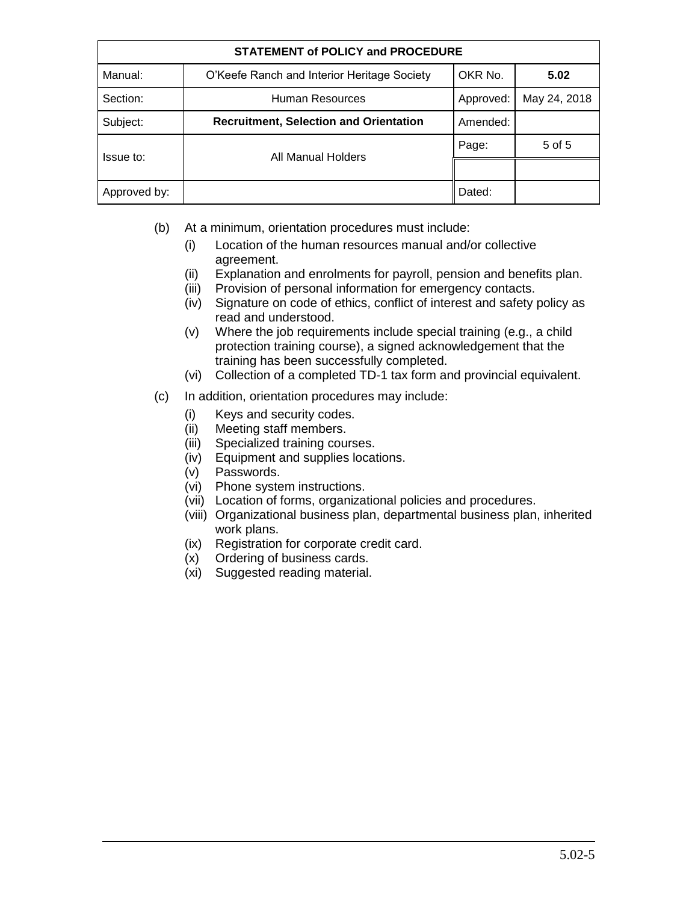| STATEMENT of POLICY and PROCEDURE | | | |
|---|---|---|---|
| Manual: | O'Keefe Ranch and Interior Heritage Society | OKR No. | **5.02** |
| Section: | Human Resources | Approved: | May 24, 2018 |
| Subject: | **Recruitment, Selection and Orientation** | Amended: | |
| Issue to: | All Manual Holders | Page: | 5 of 5 |
| | | | |
| Approved by: | | Dated: | |

(b) At a minimum, orientation procedures must include:

- (i) Location of the human resources manual and/or collective agreement.
- (ii) Explanation and enrolments for payroll, pension and benefits plan.
- (iii) Provision of personal information for emergency contacts.
- (iv) Signature on code of ethics, conflict of interest and safety policy as read and understood.
- (v) Where the job requirements include special training (e.g., a child protection training course), a signed acknowledgement that the training has been successfully completed.
- (vi) Collection of a completed TD-1 tax form and provincial equivalent.

(c) In addition, orientation procedures may include:

- (i) Keys and security codes.
- (ii) Meeting staff members.
- (iii) Specialized training courses.
- (iv) Equipment and supplies locations.
- (v) Passwords.
- (vi) Phone system instructions.
- (vii) Location of forms, organizational policies and procedures.
- (viii) Organizational business plan, departmental business plan, inherited work plans.
- (ix) Registration for corporate credit card.
- (x) Ordering of business cards.
- (xi) Suggested reading material.